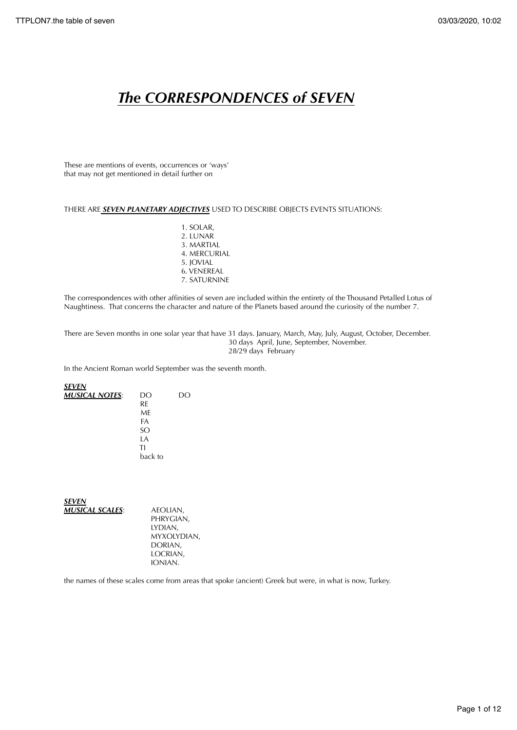# ***The CORRESPONDENCES of SEVEN***

These are mentions of events, occurrences or 'ways'
that may not get mentioned in detail further on

THERE ARE ***SEVEN PLANETARY ADJECTIVES*** USED TO DESCRIBE OBJECTS EVENTS SITUATIONS:

1. SOLAR,
2. LUNAR
3. MARTIAL
4. MERCURIAL
5. JOVIAL
6. VENEREAL
7. SATURNINE

The correspondences with other affinities of seven are included within the entirety of the Thousand Petalled Lotus of Naughtiness. That concerns the character and nature of the Planets based around the curiosity of the number 7.

There are Seven months in one solar year that have 31 days. January, March, May, July, August, October, December.
30 days April, June, September, November.
28/29 days February

In the Ancient Roman world September was the seventh month.

***SEVEN MUSICAL NOTES***:

DO
RE
ME
FA
SO
LA
TI
back to DO

***SEVEN MUSICAL SCALES***:

AEOLIAN,
PHRYGIAN,
LYDIAN,
MYXOLYDIAN,
DORIAN,
LOCRIAN,
IONIAN.

the names of these scales come from areas that spoke (ancient) Greek but were, in what is now, Turkey.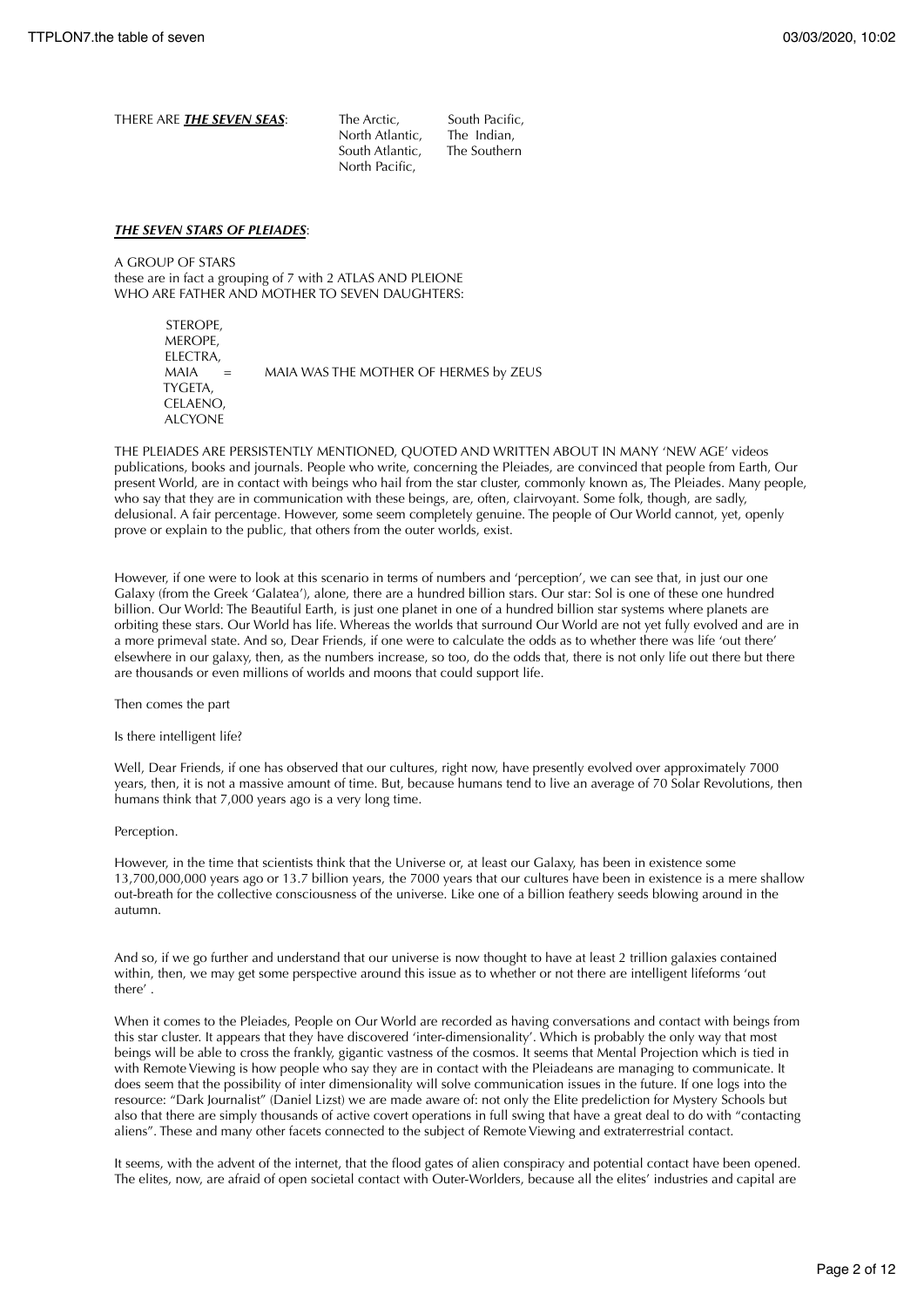THERE ARE ***THE SEVEN SEAS***:

The Arctic,
North Atlantic,
South Atlantic,
North Pacific,
South Pacific,
The Indian,
The Southern

***THE SEVEN STARS OF PLEIADES***:

A GROUP OF STARS
these are in fact a grouping of 7 with 2 ATLAS AND PLEIONE
WHO ARE FATHER AND MOTHER TO SEVEN DAUGHTERS:

STEROPE,
MEROPE,
ELECTRA,
MAIA = MAIA WAS THE MOTHER OF HERMES by ZEUS
TYGETA,
CELAENO,
ALCYONE

THE PLEIADES ARE PERSISTENTLY MENTIONED, QUOTED AND WRITTEN ABOUT IN MANY 'NEW AGE' videos publications, books and journals. People who write, concerning the Pleiades, are convinced that people from Earth, Our present World, are in contact with beings who hail from the star cluster, commonly known as, The Pleiades. Many people, who say that they are in communication with these beings, are, often, clairvoyant. Some folk, though, are sadly, delusional. A fair percentage. However, some seem completely genuine. The people of Our World cannot, yet, openly prove or explain to the public, that others from the outer worlds, exist.

However, if one were to look at this scenario in terms of numbers and 'perception', we can see that, in just our one Galaxy (from the Greek 'Galatea'), alone, there are a hundred billion stars. Our star: Sol is one of these one hundred billion. Our World: The Beautiful Earth, is just one planet in one of a hundred billion star systems where planets are orbiting these stars. Our World has life. Whereas the worlds that surround Our World are not yet fully evolved and are in a more primeval state. And so, Dear Friends, if one were to calculate the odds as to whether there was life 'out there' elsewhere in our galaxy, then, as the numbers increase, so too, do the odds that, there is not only life out there but there are thousands or even millions of worlds and moons that could support life.

Then comes the part

Is there intelligent life?

Well, Dear Friends, if one has observed that our cultures, right now, have presently evolved over approximately 7000 years, then, it is not a massive amount of time. But, because humans tend to live an average of 70 Solar Revolutions, then humans think that 7,000 years ago is a very long time.

Perception.

However, in the time that scientists think that the Universe or, at least our Galaxy, has been in existence some 13,700,000,000 years ago or 13.7 billion years, the 7000 years that our cultures have been in existence is a mere shallow out-breath for the collective consciousness of the universe. Like one of a billion feathery seeds blowing around in the autumn.

And so, if we go further and understand that our universe is now thought to have at least 2 trillion galaxies contained within, then, we may get some perspective around this issue as to whether or not there are intelligent lifeforms 'out there' .

When it comes to the Pleiades, People on Our World are recorded as having conversations and contact with beings from this star cluster. It appears that they have discovered 'inter-dimensionality'. Which is probably the only way that most beings will be able to cross the frankly, gigantic vastness of the cosmos. It seems that Mental Projection which is tied in with Remote Viewing is how people who say they are in contact with the Pleiadeans are managing to communicate. It does seem that the possibility of inter dimensionality will solve communication issues in the future. If one logs into the resource: "Dark Journalist" (Daniel Lizst) we are made aware of: not only the Elite predeliction for Mystery Schools but also that there are simply thousands of active covert operations in full swing that have a great deal to do with "contacting aliens". These and many other facets connected to the subject of Remote Viewing and extraterrestrial contact.

It seems, with the advent of the internet, that the flood gates of alien conspiracy and potential contact have been opened. The elites, now, are afraid of open societal contact with Outer-Worlders, because all the elites' industries and capital are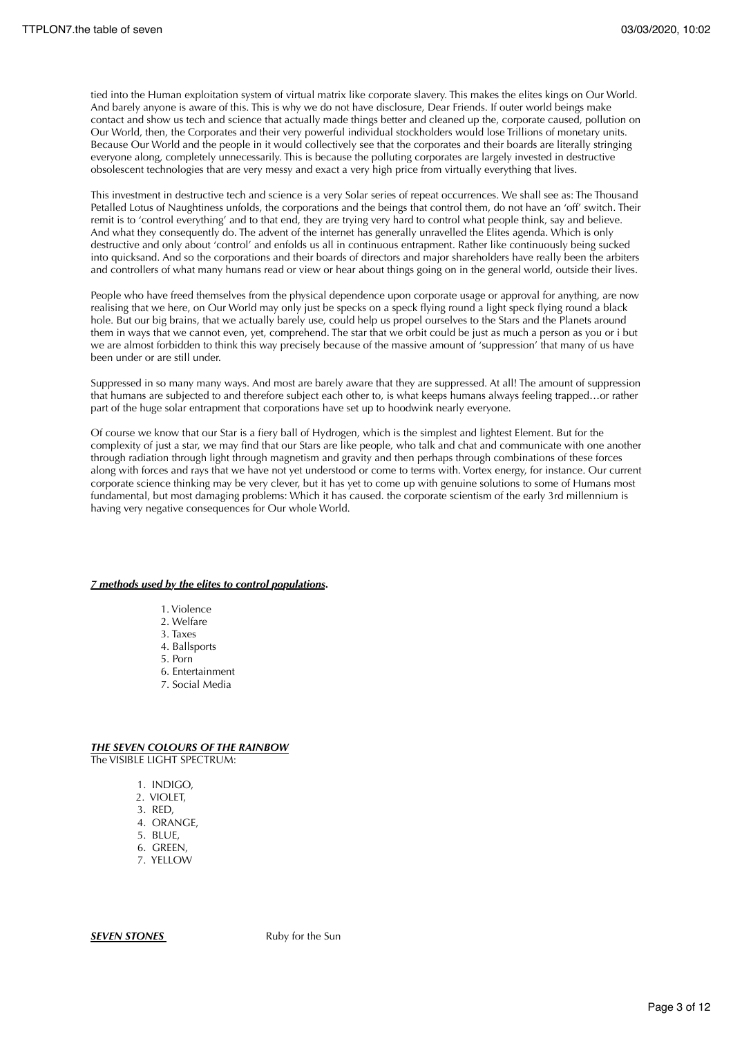tied into the Human exploitation system of virtual matrix like corporate slavery. This makes the elites kings on Our World. And barely anyone is aware of this. This is why we do not have disclosure, Dear Friends. If outer world beings make contact and show us tech and science that actually made things better and cleaned up the, corporate caused, pollution on Our World, then, the Corporates and their very powerful individual stockholders would lose Trillions of monetary units. Because Our World and the people in it would collectively see that the corporates and their boards are literally stringing everyone along, completely unnecessarily. This is because the polluting corporates are largely invested in destructive obsolescent technologies that are very messy and exact a very high price from virtually everything that lives.

This investment in destructive tech and science is a very Solar series of repeat occurrences. We shall see as: The Thousand Petalled Lotus of Naughtiness unfolds, the corporations and the beings that control them, do not have an 'off' switch. Their remit is to 'control everything' and to that end, they are trying very hard to control what people think, say and believe. And what they consequently do. The advent of the internet has generally unravelled the Elites agenda. Which is only destructive and only about 'control' and enfolds us all in continuous entrapment. Rather like continuously being sucked into quicksand. And so the corporations and their boards of directors and major shareholders have really been the arbiters and controllers of what many humans read or view or hear about things going on in the general world, outside their lives.

People who have freed themselves from the physical dependence upon corporate usage or approval for anything, are now realising that we here, on Our World may only just be specks on a speck flying round a light speck flying round a black hole. But our big brains, that we actually barely use, could help us propel ourselves to the Stars and the Planets around them in ways that we cannot even, yet, comprehend. The star that we orbit could be just as much a person as you or i but we are almost forbidden to think this way precisely because of the massive amount of 'suppression' that many of us have been under or are still under.

Suppressed in so many many ways. And most are barely aware that they are suppressed. At all! The amount of suppression that humans are subjected to and therefore subject each other to, is what keeps humans always feeling trapped…or rather part of the huge solar entrapment that corporations have set up to hoodwink nearly everyone.

Of course we know that our Star is a fiery ball of Hydrogen, which is the simplest and lightest Element. But for the complexity of just a star, we may find that our Stars are like people, who talk and chat and communicate with one another through radiation through light through magnetism and gravity and then perhaps through combinations of these forces along with forces and rays that we have not yet understood or come to terms with. Vortex energy, for instance. Our current corporate science thinking may be very clever, but it has yet to come up with genuine solutions to some of Humans most fundamental, but most damaging problems: Which it has caused. the corporate scientism of the early 3rd millennium is having very negative consequences for Our whole World.

***7 methods used by the elites to control populations*.**

1. Violence
2. Welfare
3. Taxes
4. Ballsports
5. Porn
6. Entertainment
7. Social Media

***THE SEVEN COLOURS OF THE RAINBOW***

The VISIBLE LIGHT SPECTRUM:

1. INDIGO,
2. VIOLET,
3. RED,
4. ORANGE,
5. BLUE,
6. GREEN,
7. YELLOW

***SEVEN STONES*** Ruby for the Sun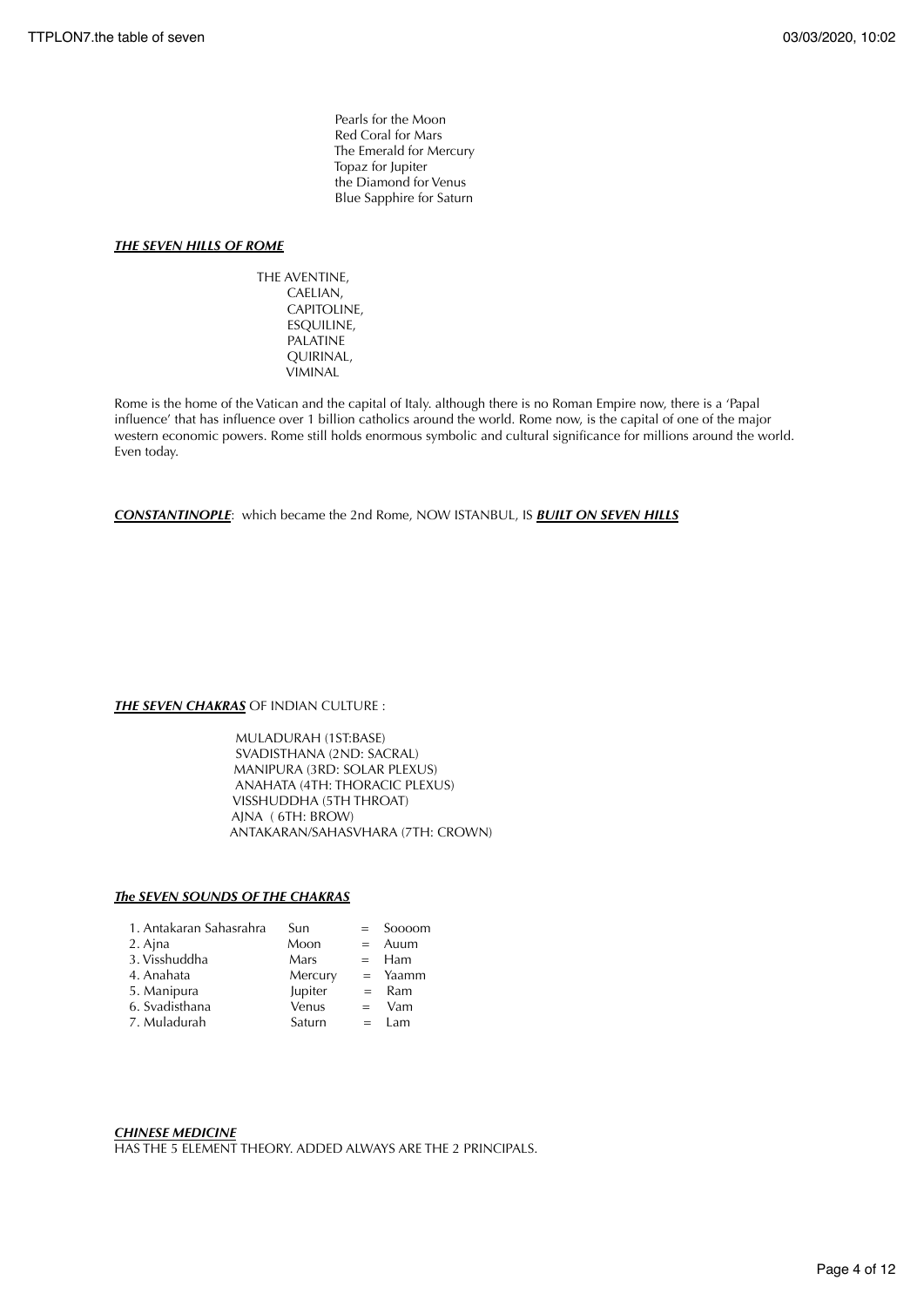Pearls for the Moon
Red Coral for Mars
The Emerald for Mercury
Topaz for Jupiter
the Diamond for Venus
Blue Sapphire for Saturn

***THE SEVEN HILLS OF ROME***

THE AVENTINE,
CAELIAN,
CAPITOLINE,
ESQUILINE,
PALATINE
QUIRINAL,
VIMINAL

Rome is the home of the Vatican and the capital of Italy. although there is no Roman Empire now, there is a 'Papal influence' that has influence over 1 billion catholics around the world. Rome now, is the capital of one of the major western economic powers. Rome still holds enormous symbolic and cultural significance for millions around the world. Even today.

***CONSTANTINOPLE***: which became the 2nd Rome, NOW ISTANBUL, IS ***BUILT ON SEVEN HILLS***

***THE SEVEN CHAKRAS*** OF INDIAN CULTURE :

MULADURAH (1ST:BASE)
SVADISTHANA (2ND: SACRAL)
MANIPURA (3RD: SOLAR PLEXUS)
ANAHATA (4TH: THORACIC PLEXUS)
VISSHUDDHA (5TH THROAT)
AJNA ( 6TH: BROW)
ANTAKARAN/SAHASVHARA (7TH: CROWN)

***The SEVEN SOUNDS OF THE CHAKRAS***

| | | | |
|---|---|---|---|
| 1. Antakaran Sahasrahra | Sun | = | Soooom |
| 2. Ajna | Moon | = | Auum |
| 3. Visshuddha | Mars | = | Ham |
| 4. Anahata | Mercury | = | Yaamm |
| 5. Manipura | Jupiter | = | Ram |
| 6. Svadisthana | Venus | = | Vam |
| 7. Muladurah | Saturn | = | Lam |

***CHINESE MEDICINE***
HAS THE 5 ELEMENT THEORY. ADDED ALWAYS ARE THE 2 PRINCIPALS.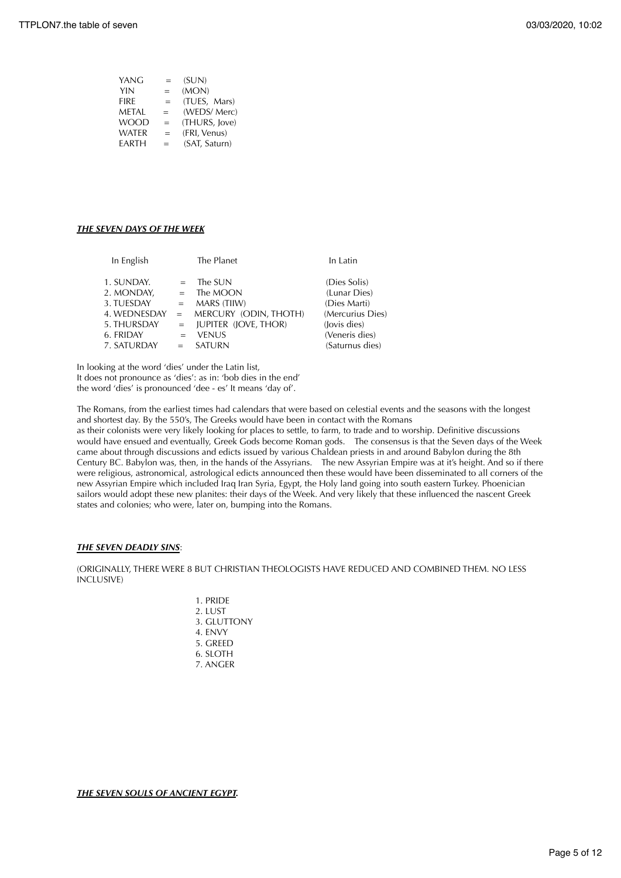| | | |
|---|---|---|
| YANG | = | (SUN) |
| YIN | = | (MON) |
| FIRE | = | (TUES, Mars) |
| METAL | = | (WEDS/ Merc) |
| WOOD | = | (THURS, Jove) |
| WATER | = | (FRI, Venus) |
| EARTH | = | (SAT, Saturn) |

***THE SEVEN DAYS OF THE WEEK***

| In English | | The Planet | In Latin |
|---|---|---|---|
| 1. SUNDAY. | = | The SUN | (Dies Solis) |
| 2. MONDAY, | = | The MOON | (Lunar Dies) |
| 3. TUESDAY | = | MARS (TIIW) | (Dies Marti) |
| 4. WEDNESDAY | = | MERCURY (ODIN, THOTH) | (Mercurius Dies) |
| 5. THURSDAY | = | JUPITER (JOVE, THOR) | (Jovis dies) |
| 6. FRIDAY | = | VENUS | (Veneris dies) |
| 7. SATURDAY | = | SATURN | (Saturnus dies) |

In looking at the word 'dies' under the Latin list,
It does not pronounce as 'dies': as in: 'bob dies in the end'
the word 'dies' is pronounced 'dee - es' It means 'day of'.

The Romans, from the earliest times had calendars that were based on celestial events and the seasons with the longest and shortest day. By the 550's, The Greeks would have been in contact with the Romans
as their colonists were very likely looking for places to settle, to farm, to trade and to worship. Definitive discussions would have ensued and eventually, Greek Gods become Roman gods. The consensus is that the Seven days of the Week came about through discussions and edicts issued by various Chaldean priests in and around Babylon during the 8th Century BC. Babylon was, then, in the hands of the Assyrians. The new Assyrian Empire was at it's height. And so if there were religious, astronomical, astrological edicts announced then these would have been disseminated to all corners of the new Assyrian Empire which included Iraq Iran Syria, Egypt, the Holy land going into south eastern Turkey. Phoenician sailors would adopt these new planites: their days of the Week. And very likely that these influenced the nascent Greek states and colonies; who were, later on, bumping into the Romans.

***THE SEVEN DEADLY SINS***:

(ORIGINALLY, THERE WERE 8 BUT CHRISTIAN THEOLOGISTS HAVE REDUCED AND COMBINED THEM. NO LESS INCLUSIVE)

1. PRIDE
2. LUST
3. GLUTTONY
4. ENVY
5. GREED
6. SLOTH
7. ANGER

***THE SEVEN SOULS OF ANCIENT EGYPT.***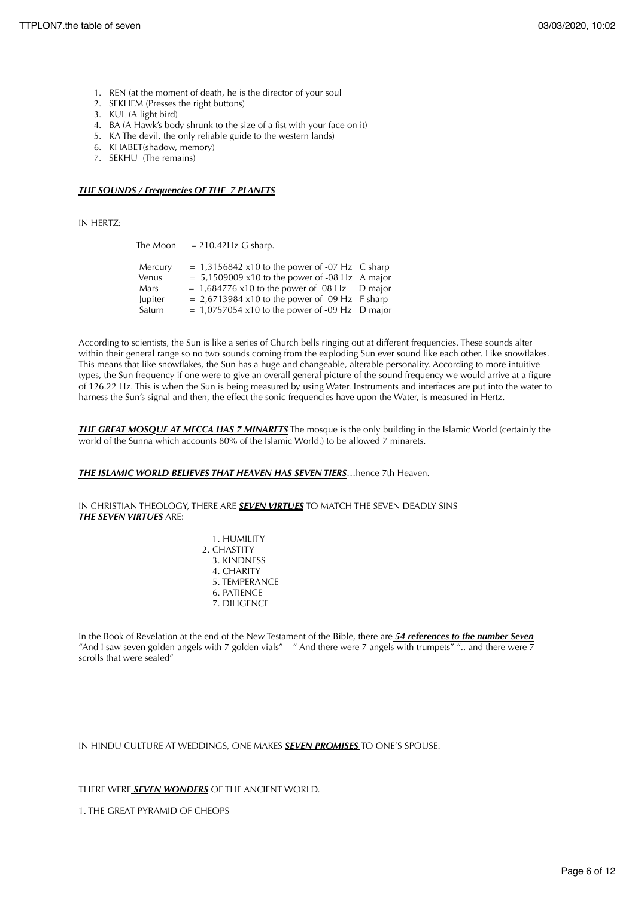1. REN (at the moment of death, he is the director of your soul
2. SEKHEM (Presses the right buttons)
3. KUL (A light bird)
4. BA (A Hawk's body shrunk to the size of a fist with your face on it)
5. KA The devil, the only reliable guide to the western lands)
6. KHABET(shadow, memory)
7. SEKHU (The remains)

***THE SOUNDS / Frequencies OF THE 7 PLANETS***

IN HERTZ:

| | | |
|---|---|---|
| The Moon | = 210.42Hz G sharp. | |
| Mercury | = 1,3156842 x10 to the power of -07 Hz | C sharp |
| Venus | = 5,1509009 x10 to the power of -08 Hz | A major |
| Mars | = 1,684776 x10 to the power of -08 Hz | D major |
| Jupiter | = 2,6713984 x10 to the power of -09 Hz | F sharp |
| Saturn | = 1,0757054 x10 to the power of -09 Hz | D major |

According to scientists, the Sun is like a series of Church bells ringing out at different frequencies. These sounds alter within their general range so no two sounds coming from the exploding Sun ever sound like each other. Like snowflakes. This means that like snowflakes, the Sun has a huge and changeable, alterable personality. According to more intuitive types, the Sun frequency if one were to give an overall general picture of the sound frequency we would arrive at a figure of 126.22 Hz. This is when the Sun is being measured by using Water. Instruments and interfaces are put into the water to harness the Sun's signal and then, the effect the sonic frequencies have upon the Water, is measured in Hertz.

***THE GREAT MOSQUE AT MECCA HAS 7 MINARETS*** The mosque is the only building in the Islamic World (certainly the world of the Sunna which accounts 80% of the Islamic World.) to be allowed 7 minarets.

***THE ISLAMIC WORLD BELIEVES THAT HEAVEN HAS SEVEN TIERS***…hence 7th Heaven.

IN CHRISTIAN THEOLOGY, THERE ARE ***SEVEN VIRTUES*** TO MATCH THE SEVEN DEADLY SINS
***THE SEVEN VIRTUES*** ARE:

1. HUMILITY
2. CHASTITY
3. KINDNESS
4. CHARITY
5. TEMPERANCE
6. PATIENCE
7. DILIGENCE

In the Book of Revelation at the end of the New Testament of the Bible, there are ***54 references to the number Seven***
"And I saw seven golden angels with 7 golden vials" " And there were 7 angels with trumpets" ".. and there were 7 scrolls that were sealed"

IN HINDU CULTURE AT WEDDINGS, ONE MAKES ***SEVEN PROMISES*** TO ONE'S SPOUSE.

THERE WERE ***SEVEN WONDERS*** OF THE ANCIENT WORLD.

1. THE GREAT PYRAMID OF CHEOPS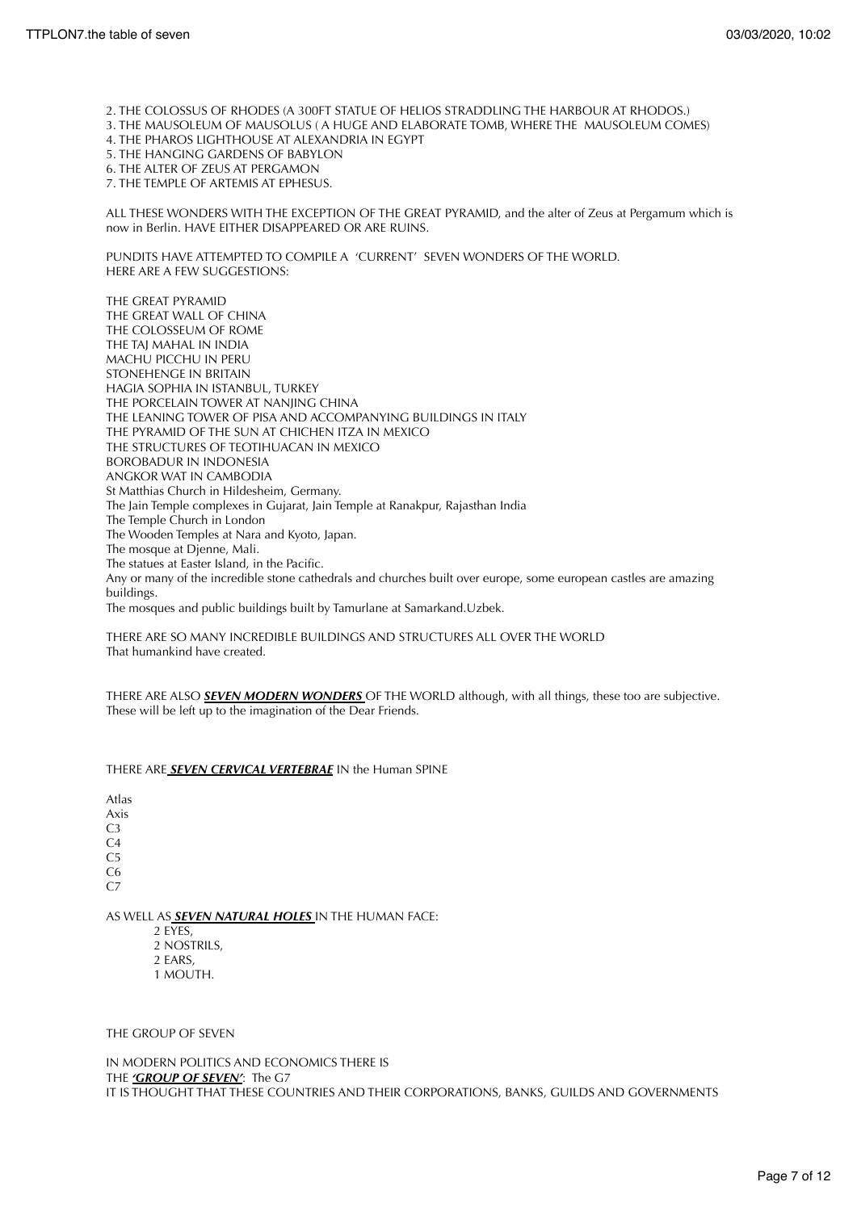2. THE COLOSSUS OF RHODES (A 300FT STATUE OF HELIOS STRADDLING THE HARBOUR AT RHODOS.)
3. THE MAUSOLEUM OF MAUSOLUS ( A HUGE AND ELABORATE TOMB, WHERE THE MAUSOLEUM COMES)
4. THE PHAROS LIGHTHOUSE AT ALEXANDRIA IN EGYPT
5. THE HANGING GARDENS OF BABYLON
6. THE ALTER OF ZEUS AT PERGAMON
7. THE TEMPLE OF ARTEMIS AT EPHESUS.

ALL THESE WONDERS WITH THE EXCEPTION OF THE GREAT PYRAMID, and the alter of Zeus at Pergamum which is now in Berlin. HAVE EITHER DISAPPEARED OR ARE RUINS.

PUNDITS HAVE ATTEMPTED TO COMPILE A 'CURRENT' SEVEN WONDERS OF THE WORLD. HERE ARE A FEW SUGGESTIONS:

THE GREAT PYRAMID
THE GREAT WALL OF CHINA
THE COLOSSEUM OF ROME
THE TAJ MAHAL IN INDIA
MACHU PICCHU IN PERU
STONEHENGE IN BRITAIN
HAGIA SOPHIA IN ISTANBUL, TURKEY
THE PORCELAIN TOWER AT NANJING CHINA
THE LEANING TOWER OF PISA AND ACCOMPANYING BUILDINGS IN ITALY
THE PYRAMID OF THE SUN AT CHICHEN ITZA IN MEXICO
THE STRUCTURES OF TEOTIHUACAN IN MEXICO
BOROBADUR IN INDONESIA
ANGKOR WAT IN CAMBODIA
St Matthias Church in Hildesheim, Germany.
The Jain Temple complexes in Gujarat, Jain Temple at Ranakpur, Rajasthan India
The Temple Church in London
The Wooden Temples at Nara and Kyoto, Japan.
The mosque at Djenne, Mali.
The statues at Easter Island, in the Pacific.
Any or many of the incredible stone cathedrals and churches built over europe, some european castles are amazing buildings.
The mosques and public buildings built by Tamurlane at Samarkand.Uzbek.

THERE ARE SO MANY INCREDIBLE BUILDINGS AND STRUCTURES ALL OVER THE WORLD
That humankind have created.

THERE ARE ALSO ***SEVEN MODERN WONDERS*** OF THE WORLD although, with all things, these too are subjective. These will be left up to the imagination of the Dear Friends.

THERE ARE ***SEVEN CERVICAL VERTEBRAE*** IN the Human SPINE

Atlas
Axis
C3
C4
C5
C6
C7

AS WELL AS ***SEVEN NATURAL HOLES*** IN THE HUMAN FACE:

- 2 EYES,
- 2 NOSTRILS,
- 2 EARS,
- 1 MOUTH.

THE GROUP OF SEVEN

IN MODERN POLITICS AND ECONOMICS THERE IS
THE ***'GROUP OF SEVEN'***: The G7
IT IS THOUGHT THAT THESE COUNTRIES AND THEIR CORPORATIONS, BANKS, GUILDS AND GOVERNMENTS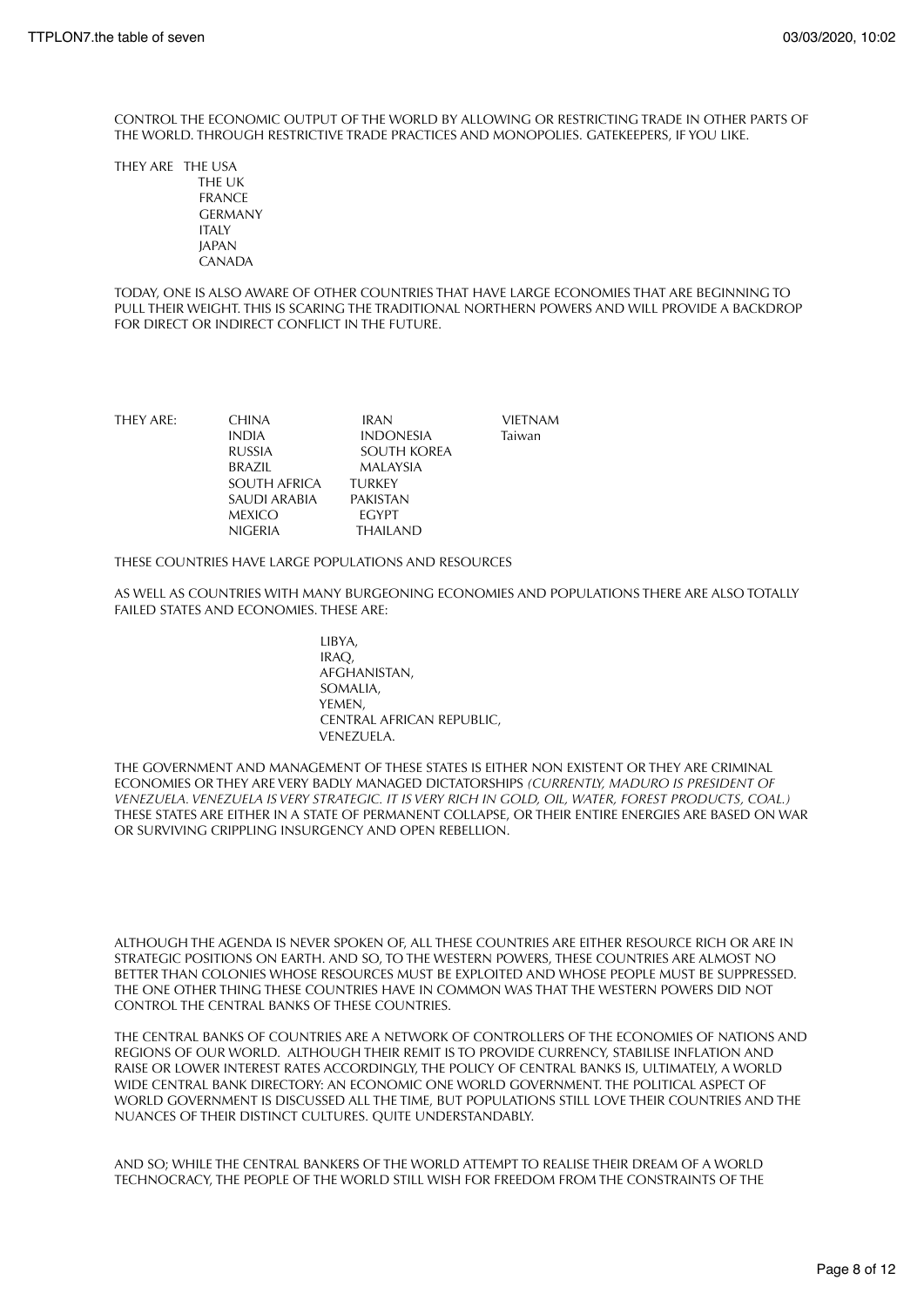CONTROL THE ECONOMIC OUTPUT OF THE WORLD BY ALLOWING OR RESTRICTING TRADE IN OTHER PARTS OF THE WORLD. THROUGH RESTRICTIVE TRADE PRACTICES AND MONOPOLIES. GATEKEEPERS, IF YOU LIKE.

THEY ARE THE USA
THE UK
FRANCE
GERMANY
ITALY
JAPAN
CANADA

TODAY, ONE IS ALSO AWARE OF OTHER COUNTRIES THAT HAVE LARGE ECONOMIES THAT ARE BEGINNING TO PULL THEIR WEIGHT. THIS IS SCARING THE TRADITIONAL NORTHERN POWERS AND WILL PROVIDE A BACKDROP FOR DIRECT OR INDIRECT CONFLICT IN THE FUTURE.

| THEY ARE: | | | |
|---|---|---|---|
| | CHINA | IRAN | VIETNAM |
| | INDIA | INDONESIA | Taiwan |
| | RUSSIA | SOUTH KOREA | |
| | BRAZIL | MALAYSIA | |
| | SOUTH AFRICA | TURKEY | |
| | SAUDI ARABIA | PAKISTAN | |
| | MEXICO | EGYPT | |
| | NIGERIA | THAILAND | |

THESE COUNTRIES HAVE LARGE POPULATIONS AND RESOURCES

AS WELL AS COUNTRIES WITH MANY BURGEONING ECONOMIES AND POPULATIONS THERE ARE ALSO TOTALLY FAILED STATES AND ECONOMIES. THESE ARE:

LIBYA,
IRAQ,
AFGHANISTAN,
SOMALIA,
YEMEN,
CENTRAL AFRICAN REPUBLIC,
VENEZUELA.

THE GOVERNMENT AND MANAGEMENT OF THESE STATES IS EITHER NON EXISTENT OR THEY ARE CRIMINAL ECONOMIES OR THEY ARE VERY BADLY MANAGED DICTATORSHIPS *(CURRENTLY, MADURO IS PRESIDENT OF VENEZUELA. VENEZUELA IS VERY STRATEGIC. IT IS VERY RICH IN GOLD, OIL, WATER, FOREST PRODUCTS, COAL.)* THESE STATES ARE EITHER IN A STATE OF PERMANENT COLLAPSE, OR THEIR ENTIRE ENERGIES ARE BASED ON WAR OR SURVIVING CRIPPLING INSURGENCY AND OPEN REBELLION.

ALTHOUGH THE AGENDA IS NEVER SPOKEN OF, ALL THESE COUNTRIES ARE EITHER RESOURCE RICH OR ARE IN STRATEGIC POSITIONS ON EARTH. AND SO, TO THE WESTERN POWERS, THESE COUNTRIES ARE ALMOST NO BETTER THAN COLONIES WHOSE RESOURCES MUST BE EXPLOITED AND WHOSE PEOPLE MUST BE SUPPRESSED. THE ONE OTHER THING THESE COUNTRIES HAVE IN COMMON WAS THAT THE WESTERN POWERS DID NOT CONTROL THE CENTRAL BANKS OF THESE COUNTRIES.

THE CENTRAL BANKS OF COUNTRIES ARE A NETWORK OF CONTROLLERS OF THE ECONOMIES OF NATIONS AND REGIONS OF OUR WORLD. ALTHOUGH THEIR REMIT IS TO PROVIDE CURRENCY, STABILISE INFLATION AND RAISE OR LOWER INTEREST RATES ACCORDINGLY, THE POLICY OF CENTRAL BANKS IS, ULTIMATELY, A WORLD WIDE CENTRAL BANK DIRECTORY: AN ECONOMIC ONE WORLD GOVERNMENT. THE POLITICAL ASPECT OF WORLD GOVERNMENT IS DISCUSSED ALL THE TIME, BUT POPULATIONS STILL LOVE THEIR COUNTRIES AND THE NUANCES OF THEIR DISTINCT CULTURES. QUITE UNDERSTANDABLY.

AND SO; WHILE THE CENTRAL BANKERS OF THE WORLD ATTEMPT TO REALISE THEIR DREAM OF A WORLD TECHNOCRACY, THE PEOPLE OF THE WORLD STILL WISH FOR FREEDOM FROM THE CONSTRAINTS OF THE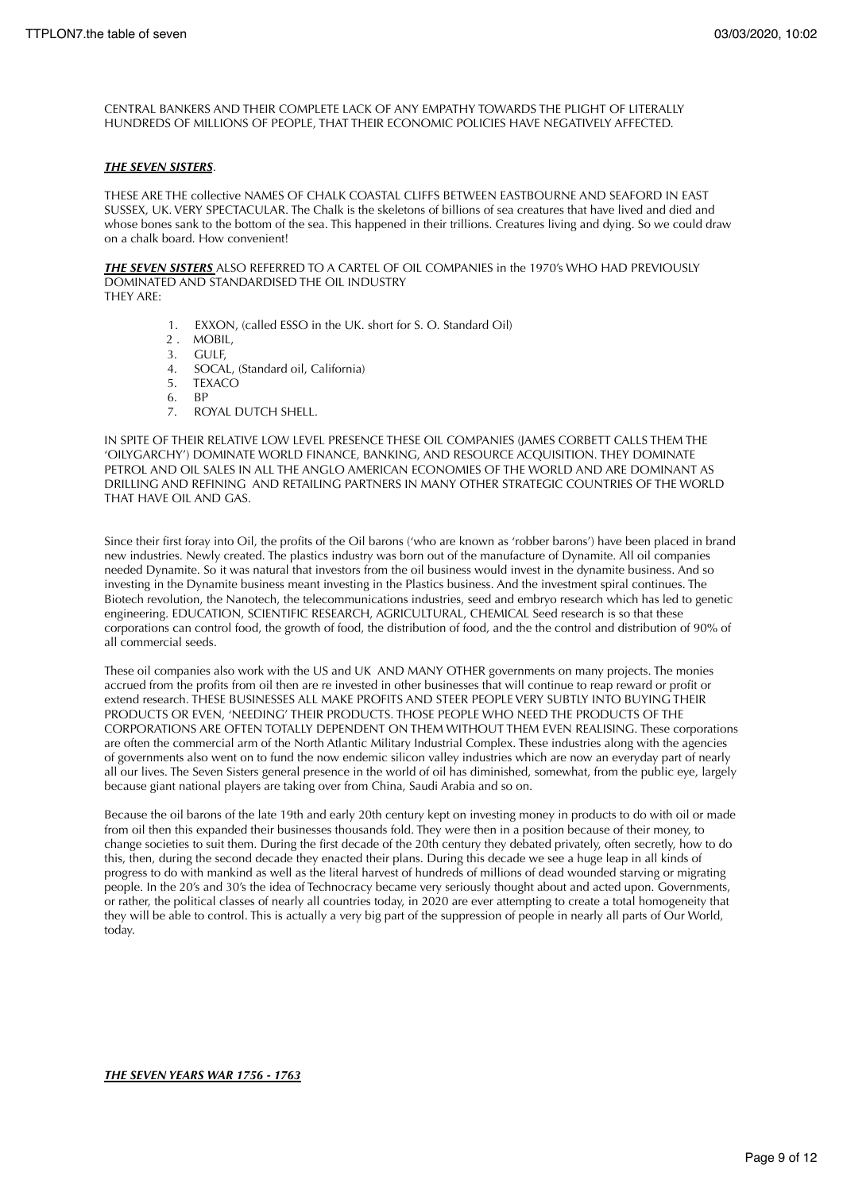CENTRAL BANKERS AND THEIR COMPLETE LACK OF ANY EMPATHY TOWARDS THE PLIGHT OF LITERALLY HUNDREDS OF MILLIONS OF PEOPLE, THAT THEIR ECONOMIC POLICIES HAVE NEGATIVELY AFFECTED.

***THE SEVEN SISTERS***.

THESE ARE THE collective NAMES OF CHALK COASTAL CLIFFS BETWEEN EASTBOURNE AND SEAFORD IN EAST SUSSEX, UK. VERY SPECTACULAR. The Chalk is the skeletons of billions of sea creatures that have lived and died and whose bones sank to the bottom of the sea. This happened in their trillions. Creatures living and dying. So we could draw on a chalk board. How convenient!

***THE SEVEN SISTERS*** ALSO REFERRED TO A CARTEL OF OIL COMPANIES in the 1970's WHO HAD PREVIOUSLY DOMINATED AND STANDARDISED THE OIL INDUSTRY
THEY ARE:

1. EXXON, (called ESSO in the UK. short for S. O. Standard Oil)
2. MOBIL,
3. GULF,
4. SOCAL, (Standard oil, California)
5. TEXACO
6. BP
7. ROYAL DUTCH SHELL.

IN SPITE OF THEIR RELATIVE LOW LEVEL PRESENCE THESE OIL COMPANIES (JAMES CORBETT CALLS THEM THE 'OILYGARCHY') DOMINATE WORLD FINANCE, BANKING, AND RESOURCE ACQUISITION. THEY DOMINATE PETROL AND OIL SALES IN ALL THE ANGLO AMERICAN ECONOMIES OF THE WORLD AND ARE DOMINANT AS DRILLING AND REFINING AND RETAILING PARTNERS IN MANY OTHER STRATEGIC COUNTRIES OF THE WORLD THAT HAVE OIL AND GAS.

Since their first foray into Oil, the profits of the Oil barons ('who are known as 'robber barons') have been placed in brand new industries. Newly created. The plastics industry was born out of the manufacture of Dynamite. All oil companies needed Dynamite. So it was natural that investors from the oil business would invest in the dynamite business. And so investing in the Dynamite business meant investing in the Plastics business. And the investment spiral continues. The Biotech revolution, the Nanotech, the telecommunications industries, seed and embryo research which has led to genetic engineering. EDUCATION, SCIENTIFIC RESEARCH, AGRICULTURAL, CHEMICAL Seed research is so that these corporations can control food, the growth of food, the distribution of food, and the the control and distribution of 90% of all commercial seeds.

These oil companies also work with the US and UK AND MANY OTHER governments on many projects. The monies accrued from the profits from oil then are re invested in other businesses that will continue to reap reward or profit or extend research. THESE BUSINESSES ALL MAKE PROFITS AND STEER PEOPLE VERY SUBTLY INTO BUYING THEIR PRODUCTS OR EVEN, 'NEEDING' THEIR PRODUCTS. THOSE PEOPLE WHO NEED THE PRODUCTS OF THE CORPORATIONS ARE OFTEN TOTALLY DEPENDENT ON THEM WITHOUT THEM EVEN REALISING. These corporations are often the commercial arm of the North Atlantic Military Industrial Complex. These industries along with the agencies of governments also went on to fund the now endemic silicon valley industries which are now an everyday part of nearly all our lives. The Seven Sisters general presence in the world of oil has diminished, somewhat, from the public eye, largely because giant national players are taking over from China, Saudi Arabia and so on.

Because the oil barons of the late 19th and early 20th century kept on investing money in products to do with oil or made from oil then this expanded their businesses thousands fold. They were then in a position because of their money, to change societies to suit them. During the first decade of the 20th century they debated privately, often secretly, how to do this, then, during the second decade they enacted their plans. During this decade we see a huge leap in all kinds of progress to do with mankind as well as the literal harvest of hundreds of millions of dead wounded starving or migrating people. In the 20's and 30's the idea of Technocracy became very seriously thought about and acted upon. Governments, or rather, the political classes of nearly all countries today, in 2020 are ever attempting to create a total homogeneity that they will be able to control. This is actually a very big part of the suppression of people in nearly all parts of Our World, today.

***THE SEVEN YEARS WAR 1756 - 1763***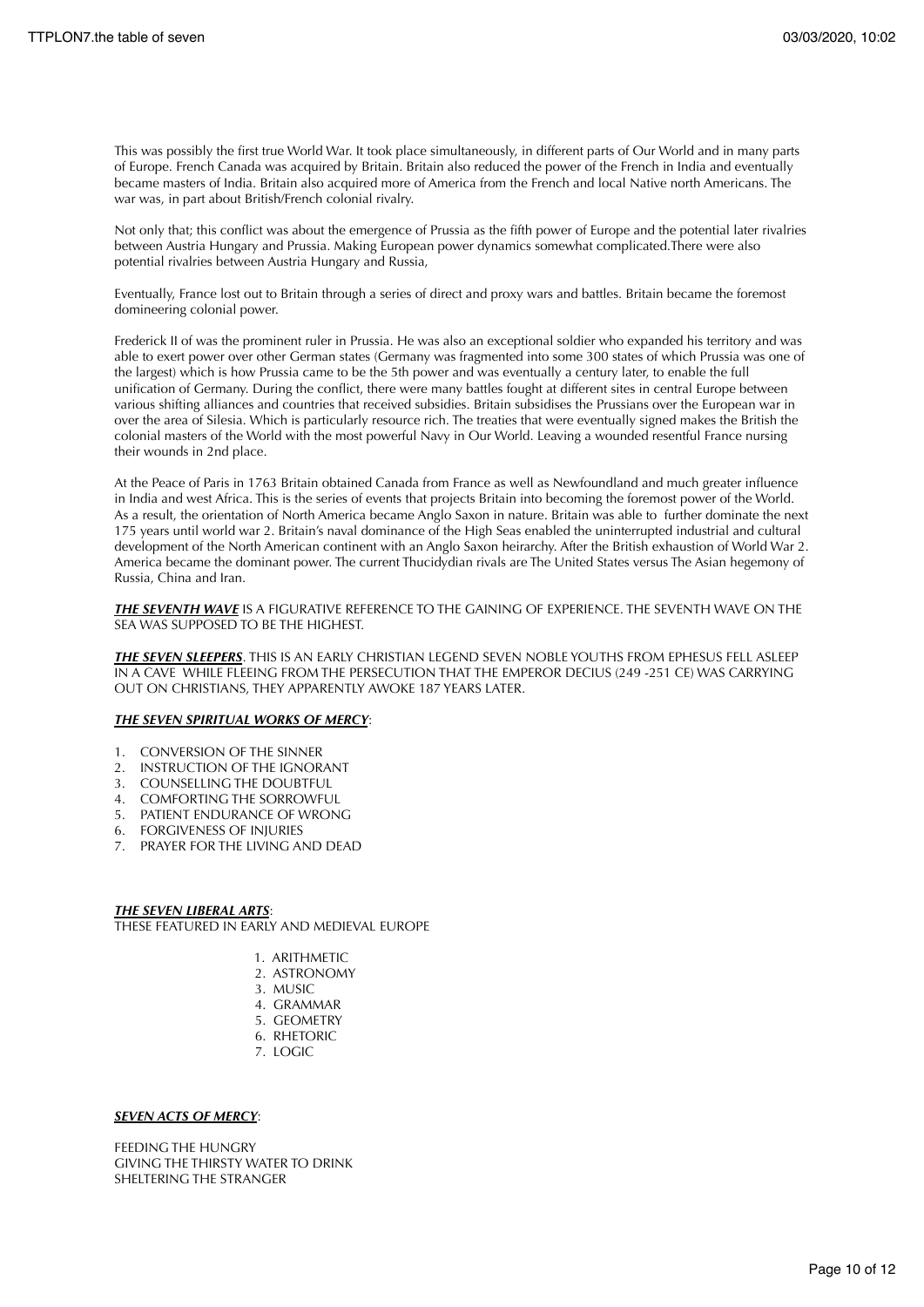This was possibly the first true World War. It took place simultaneously, in different parts of Our World and in many parts of Europe. French Canada was acquired by Britain. Britain also reduced the power of the French in India and eventually became masters of India. Britain also acquired more of America from the French and local Native north Americans. The war was, in part about British/French colonial rivalry.

Not only that; this conflict was about the emergence of Prussia as the fifth power of Europe and the potential later rivalries between Austria Hungary and Prussia. Making European power dynamics somewhat complicated.There were also potential rivalries between Austria Hungary and Russia,

Eventually, France lost out to Britain through a series of direct and proxy wars and battles. Britain became the foremost domineering colonial power.

Frederick II of was the prominent ruler in Prussia. He was also an exceptional soldier who expanded his territory and was able to exert power over other German states (Germany was fragmented into some 300 states of which Prussia was one of the largest) which is how Prussia came to be the 5th power and was eventually a century later, to enable the full unification of Germany. During the conflict, there were many battles fought at different sites in central Europe between various shifting alliances and countries that received subsidies. Britain subsidises the Prussians over the European war in over the area of Silesia. Which is particularly resource rich. The treaties that were eventually signed makes the British the colonial masters of the World with the most powerful Navy in Our World. Leaving a wounded resentful France nursing their wounds in 2nd place.

At the Peace of Paris in 1763 Britain obtained Canada from France as well as Newfoundland and much greater influence in India and west Africa. This is the series of events that projects Britain into becoming the foremost power of the World. As a result, the orientation of North America became Anglo Saxon in nature. Britain was able to further dominate the next 175 years until world war 2. Britain's naval dominance of the High Seas enabled the uninterrupted industrial and cultural development of the North American continent with an Anglo Saxon heirarchy. After the British exhaustion of World War 2. America became the dominant power. The current Thucidydian rivals are The United States versus The Asian hegemony of Russia, China and Iran.

***THE SEVENTH WAVE*** IS A FIGURATIVE REFERENCE TO THE GAINING OF EXPERIENCE. THE SEVENTH WAVE ON THE SEA WAS SUPPOSED TO BE THE HIGHEST.

***THE SEVEN SLEEPERS***. THIS IS AN EARLY CHRISTIAN LEGEND SEVEN NOBLE YOUTHS FROM EPHESUS FELL ASLEEP IN A CAVE WHILE FLEEING FROM THE PERSECUTION THAT THE EMPEROR DECIUS (249 -251 CE) WAS CARRYING OUT ON CHRISTIANS, THEY APPARENTLY AWOKE 187 YEARS LATER.

***THE SEVEN SPIRITUAL WORKS OF MERCY***:

1. CONVERSION OF THE SINNER
2. INSTRUCTION OF THE IGNORANT
3. COUNSELLING THE DOUBTFUL
4. COMFORTING THE SORROWFUL
5. PATIENT ENDURANCE OF WRONG
6. FORGIVENESS OF INJURIES
7. PRAYER FOR THE LIVING AND DEAD

***THE SEVEN LIBERAL ARTS***:
THESE FEATURED IN EARLY AND MEDIEVAL EUROPE

1. ARITHMETIC
2. ASTRONOMY
3. MUSIC
4. GRAMMAR
5. GEOMETRY
6. RHETORIC
7. LOGIC

***SEVEN ACTS OF MERCY***:

FEEDING THE HUNGRY
GIVING THE THIRSTY WATER TO DRINK
SHELTERING THE STRANGER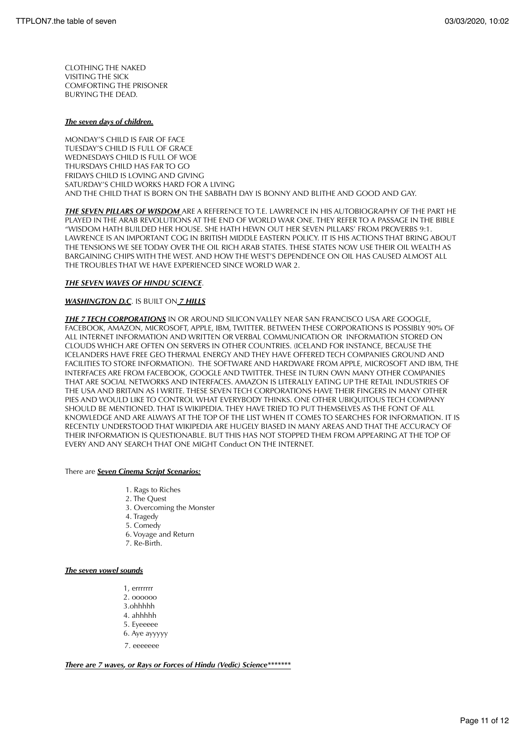CLOTHING THE NAKED
VISITING THE SICK
COMFORTING THE PRISONER
BURYING THE DEAD.

***The seven days of children.***

MONDAY'S CHILD IS FAIR OF FACE
TUESDAY'S CHILD IS FULL OF GRACE
WEDNESDAYS CHILD IS FULL OF WOE
THURSDAYS CHILD HAS FAR TO GO
FRIDAYS CHILD IS LOVING AND GIVING
SATURDAY'S CHILD WORKS HARD FOR A LIVING
AND THE CHILD THAT IS BORN ON THE SABBATH DAY IS BONNY AND BLITHE AND GOOD AND GAY.

***THE SEVEN PILLARS OF WISDOM*** ARE A REFERENCE TO T.E. LAWRENCE IN HIS AUTOBIOGRAPHY OF THE PART HE PLAYED IN THE ARAB REVOLUTIONS AT THE END OF WORLD WAR ONE. THEY REFER TO A PASSAGE IN THE BIBLE "WISDOM HATH BUILDED HER HOUSE. SHE HATH HEWN OUT HER SEVEN PILLARS' FROM PROVERBS 9:1. LAWRENCE IS AN IMPORTANT COG IN BRITISH MIDDLE EASTERN POLICY. IT IS HIS ACTIONS THAT BRING ABOUT THE TENSIONS WE SEE TODAY OVER THE OIL RICH ARAB STATES. THESE STATES NOW USE THEIR OIL WEALTH AS BARGAINING CHIPS WITH THE WEST. AND HOW THE WEST'S DEPENDENCE ON OIL HAS CAUSED ALMOST ALL THE TROUBLES THAT WE HAVE EXPERIENCED SINCE WORLD WAR 2.

***THE SEVEN WAVES OF HINDU SCIENCE***.

***WASHINGTON D.C***. IS BUILT ON ***7 HILLS***

***THE 7 TECH CORPORATIONS*** IN OR AROUND SILICON VALLEY NEAR SAN FRANCISCO USA ARE GOOGLE, FACEBOOK, AMAZON, MICROSOFT, APPLE, IBM, TWITTER. BETWEEN THESE CORPORATIONS IS POSSIBLY 90% OF ALL INTERNET INFORMATION AND WRITTEN OR VERBAL COMMUNICATION OR INFORMATION STORED ON CLOUDS WHICH ARE OFTEN ON SERVERS IN OTHER COUNTRIES. (ICELAND FOR INSTANCE, BECAUSE THE ICELANDERS HAVE FREE GEO THERMAL ENERGY AND THEY HAVE OFFERED TECH COMPANIES GROUND AND FACILITIES TO STORE INFORMATION). THE SOFTWARE AND HARDWARE FROM APPLE, MICROSOFT AND IBM, THE INTERFACES ARE FROM FACEBOOK, GOOGLE AND TWITTER. THESE IN TURN OWN MANY OTHER COMPANIES THAT ARE SOCIAL NETWORKS AND INTERFACES. AMAZON IS LITERALLY EATING UP THE RETAIL INDUSTRIES OF THE USA AND BRITAIN AS I WRITE. THESE SEVEN TECH CORPORATIONS HAVE THEIR FINGERS IN MANY OTHER PIES AND WOULD LIKE TO CONTROL WHAT EVERYBODY THINKS. ONE OTHER UBIQUITOUS TECH COMPANY SHOULD BE MENTIONED. THAT IS WIKIPEDIA. THEY HAVE TRIED TO PUT THEMSELVES AS THE FONT OF ALL KNOWLEDGE AND ARE ALWAYS AT THE TOP OF THE LIST WHEN IT COMES TO SEARCHES FOR INFORMATION. IT IS RECENTLY UNDERSTOOD THAT WIKIPEDIA ARE HUGELY BIASED IN MANY AREAS AND THAT THE ACCURACY OF THEIR INFORMATION IS QUESTIONABLE. BUT THIS HAS NOT STOPPED THEM FROM APPEARING AT THE TOP OF EVERY AND ANY SEARCH THAT ONE MIGHT Conduct ON THE INTERNET.

There are ***Seven Cinema Script Scenarios:***

1. Rags to Riches
2. The Quest
3. Overcoming the Monster
4. Tragedy
5. Comedy
6. Voyage and Return
7. Re-Birth.

***The seven vowel sounds***

1, errrrrrr
2. oooooo
3.ohhhhh
4. ahhhhh
5. Eyeeeee
6. Aye ayyyyy
7. eeeeeee

***There are 7 waves, or Rays or Forces of Hindu (Vedic) Science*******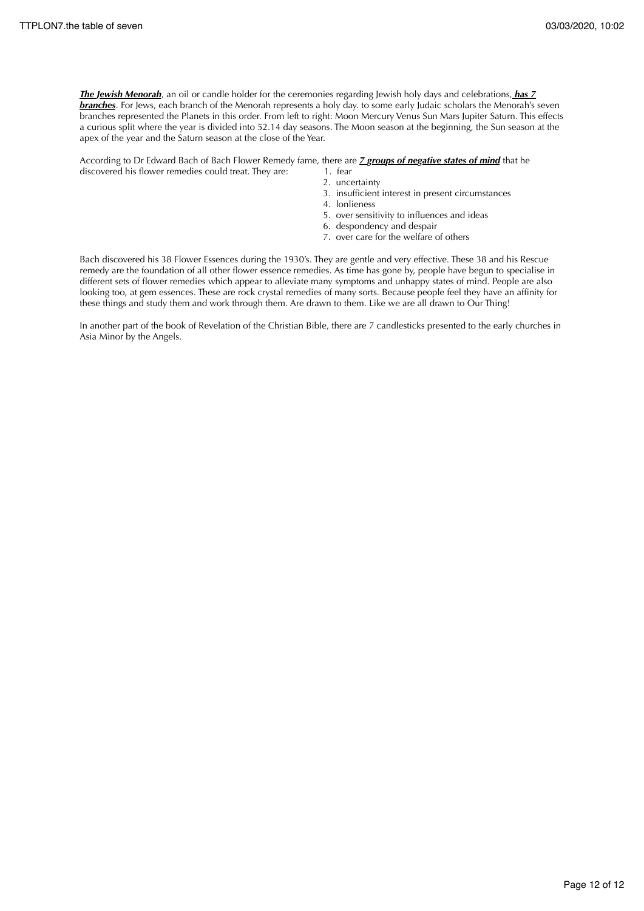***The Jewish Menorah***, an oil or candle holder for the ceremonies regarding Jewish holy days and celebrations, ***has 7 branches***. For Jews, each branch of the Menorah represents a holy day. to some early Judaic scholars the Menorah's seven branches represented the Planets in this order. From left to right: Moon Mercury Venus Sun Mars Jupiter Saturn. This effects a curious split where the year is divided into 52.14 day seasons. The Moon season at the beginning, the Sun season at the apex of the year and the Saturn season at the close of the Year.

According to Dr Edward Bach of Bach Flower Remedy fame, there are ***7 groups of negative states of mind*** that he discovered his flower remedies could treat. They are:

1. fear
2. uncertainty
3. insufficient interest in present circumstances
4. lonlieness
5. over sensitivity to influences and ideas
6. despondency and despair
7. over care for the welfare of others

Bach discovered his 38 Flower Essences during the 1930's. They are gentle and very effective. These 38 and his Rescue remedy are the foundation of all other flower essence remedies. As time has gone by, people have begun to specialise in different sets of flower remedies which appear to alleviate many symptoms and unhappy states of mind. People are also looking too, at gem essences. These are rock crystal remedies of many sorts. Because people feel they have an affinity for these things and study them and work through them. Are drawn to them. Like we are all drawn to Our Thing!

In another part of the book of Revelation of the Christian Bible, there are 7 candlesticks presented to the early churches in Asia Minor by the Angels.